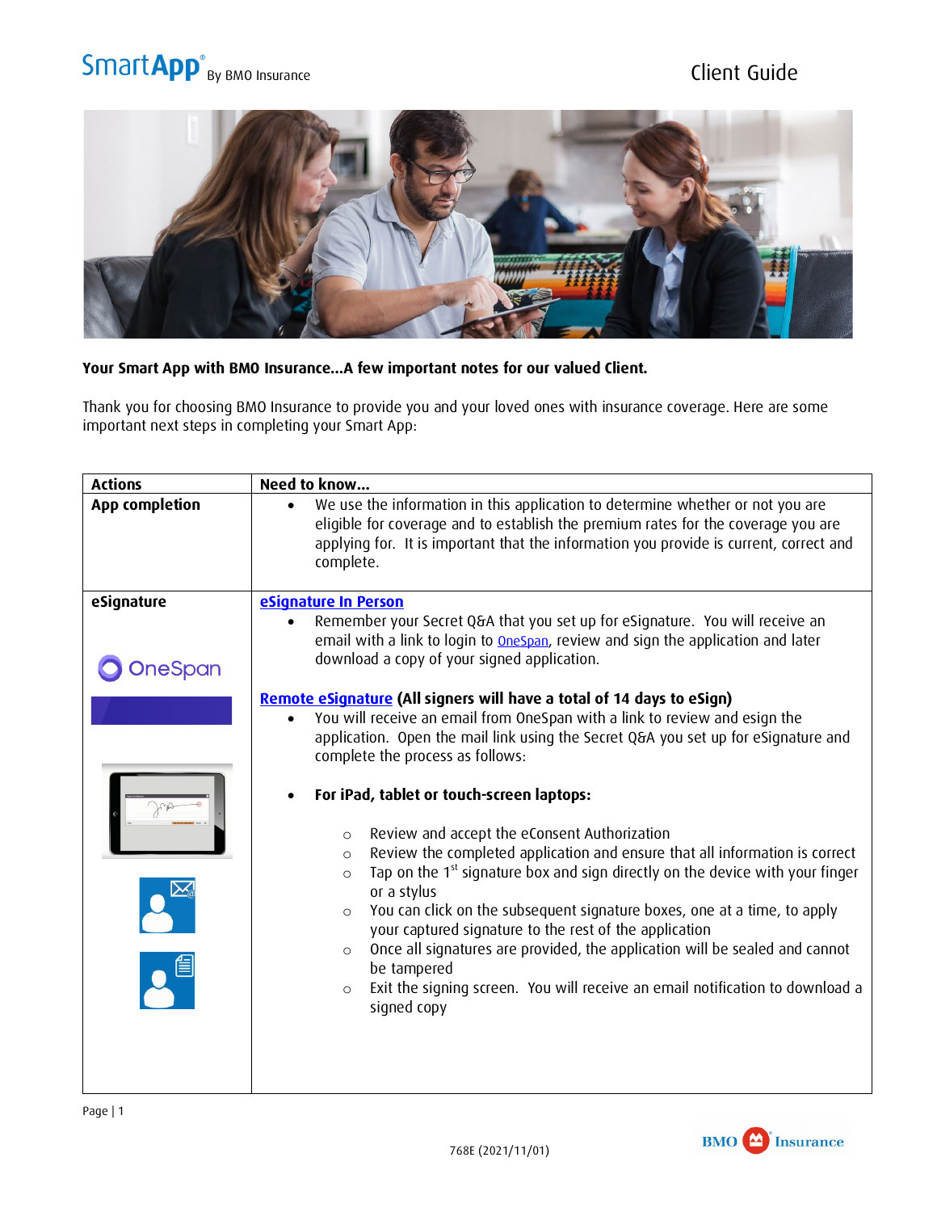# SmartApp® By BMO Insurance — Client Guide

**Your Smart App with BMO Insurance...A few important notes for our valued Client.**

Thank you for choosing BMO Insurance to provide you and your loved ones with insurance coverage. Here are some important next steps in completing your Smart App:

| Actions | Need to know... |
| --- | --- |
| **App completion** | • We use the information in this application to determine whether or not you are eligible for coverage and to establish the premium rates for the coverage you are applying for. It is important that the information you provide is current, correct and complete. |
| **eSignature** OneSpan | **eSignature In Person**<br>• Remember your Secret Q&A that you set up for eSignature. You will receive an email with a link to login to OneSpan, review and sign the application and later download a copy of your signed application.<br><br>**Remote eSignature (All signers will have a total of 14 days to eSign)**<br>• You will receive an email from OneSpan with a link to review and esign the application. Open the mail link using the Secret Q&A you set up for eSignature and complete the process as follows:<br><br>• **For iPad, tablet or touch-screen laptops:**<br>○ Review and accept the eConsent Authorization<br>○ Review the completed application and ensure that all information is correct<br>○ Tap on the 1st signature box and sign directly on the device with your finger or a stylus<br>○ You can click on the subsequent signature boxes, one at a time, to apply your captured signature to the rest of the application<br>○ Once all signatures are provided, the application will be sealed and cannot be tampered<br>○ Exit the signing screen. You will receive an email notification to download a signed copy |

768E (2021/11/01)

BMO Insurance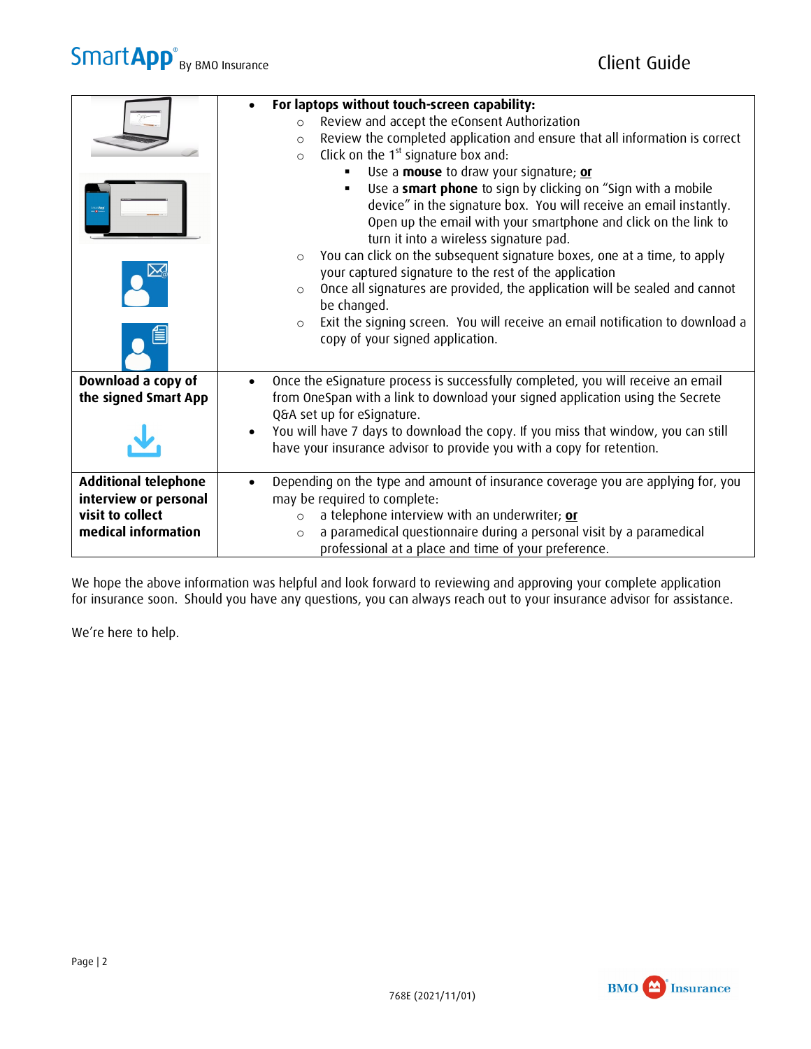| | |
|---|---|
| | • **For laptops without touch-screen capability:**<br>○ Review and accept the eConsent Authorization<br>○ Review the completed application and ensure that all information is correct<br>○ Click on the 1st signature box and:<br>▪ Use a **mouse** to draw your signature; **<u>or</u>**<br>▪ Use a **smart phone** to sign by clicking on "Sign with a mobile device" in the signature box. You will receive an email instantly. Open up the email with your smartphone and click on the link to turn it into a wireless signature pad.<br>○ You can click on the subsequent signature boxes, one at a time, to apply your captured signature to the rest of the application<br>○ Once all signatures are provided, the application will be sealed and cannot be changed.<br>○ Exit the signing screen. You will receive an email notification to download a copy of your signed application. |
| **Download a copy of the signed Smart App** | • Once the eSignature process is successfully completed, you will receive an email from OneSpan with a link to download your signed application using the Secrete Q&A set up for eSignature.<br>• You will have 7 days to download the copy. If you miss that window, you can still have your insurance advisor to provide you with a copy for retention. |
| **Additional telephone interview or personal visit to collect medical information** | • Depending on the type and amount of insurance coverage you are applying for, you may be required to complete:<br>○ a telephone interview with an underwriter; **<u>or</u>**<br>○ a paramedical questionnaire during a personal visit by a paramedical professional at a place and time of your preference. |

We hope the above information was helpful and look forward to reviewing and approving your complete application for insurance soon. Should you have any questions, you can always reach out to your insurance advisor for assistance.

We're here to help.

768E (2021/11/01)